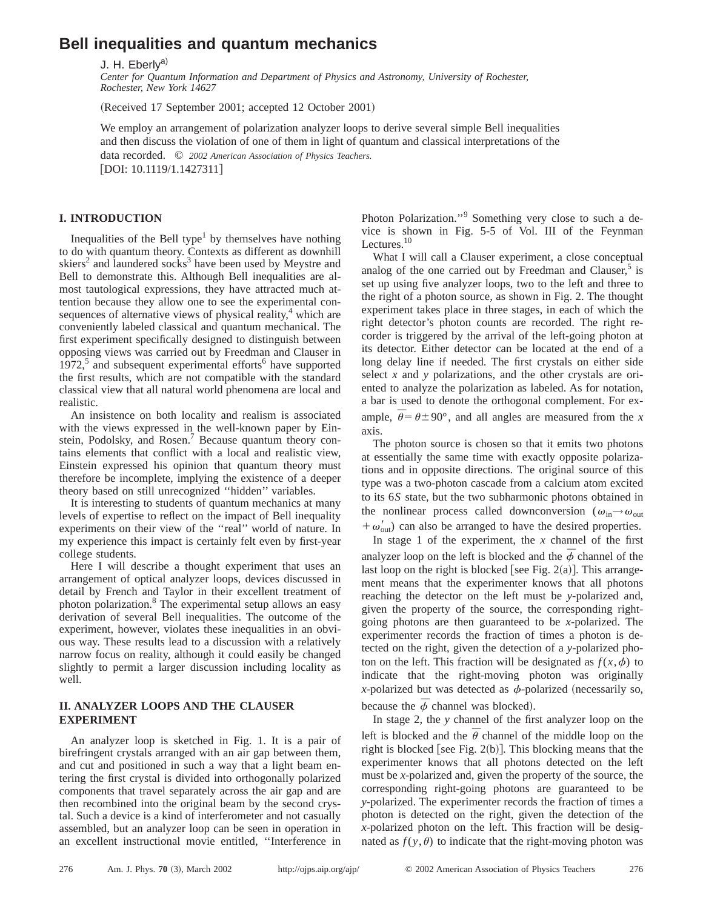# Bell inequalities and quantum mechanics

J. H. Eberly[a)]

*Center for Quantum Information and Department of Physics and Astronomy, University of Rochester, Rochester, New York 14627*

(Received 17 September 2001; accepted 12 October 2001)

We employ an arrangement of polarization analyzer loops to derive several simple Bell inequalities and then discuss the violation of one of them in light of quantum and classical interpretations of the data recorded. © *2002 American Association of Physics Teachers.*

[DOI: 10.1119/1.1427311]

## I. INTRODUCTION

Inequalities of the Bell type[1] by themselves have nothing to do with quantum theory. Contexts as different as downhill skiers[2] and laundered socks[3] have been used by Meystre and Bell to demonstrate this. Although Bell inequalities are almost tautological expressions, they have attracted much attention because they allow one to see the experimental consequences of alternative views of physical reality,[4] which are conveniently labeled classical and quantum mechanical. The first experiment specifically designed to distinguish between opposing views was carried out by Freedman and Clauser in 1972,[5] and subsequent experimental efforts[6] have supported the first results, which are not compatible with the standard classical view that all natural world phenomena are local and realistic.

An insistence on both locality and realism is associated with the views expressed in the well-known paper by Einstein, Podolsky, and Rosen.[7] Because quantum theory contains elements that conflict with a local and realistic view, Einstein expressed his opinion that quantum theory must therefore be incomplete, implying the existence of a deeper theory based on still unrecognized "hidden" variables.

It is interesting to students of quantum mechanics at many levels of expertise to reflect on the impact of Bell inequality experiments on their view of the "real" world of nature. In my experience this impact is certainly felt even by first-year college students.

Here I will describe a thought experiment that uses an arrangement of optical analyzer loops, devices discussed in detail by French and Taylor in their excellent treatment of photon polarization.[8] The experimental setup allows an easy derivation of several Bell inequalities. The outcome of the experiment, however, violates these inequalities in an obvious way. These results lead to a discussion with a relatively narrow focus on reality, although it could easily be changed slightly to permit a larger discussion including locality as well.

## II. ANALYZER LOOPS AND THE CLAUSER EXPERIMENT

An analyzer loop is sketched in Fig. 1. It is a pair of birefringent crystals arranged with an air gap between them, and cut and positioned in such a way that a light beam entering the first crystal is divided into orthogonally polarized components that travel separately across the air gap and are then recombined into the original beam by the second crystal. Such a device is a kind of interferometer and not casually assembled, but an analyzer loop can be seen in operation in an excellent instructional movie entitled, "Interference in Photon Polarization."[9] Something very close to such a device is shown in Fig. 5-5 of Vol. III of the Feynman Lectures.[10]

What I will call a Clauser experiment, a close conceptual analog of the one carried out by Freedman and Clauser,[5] is set up using five analyzer loops, two to the left and three to the right of a photon source, as shown in Fig. 2. The thought experiment takes place in three stages, in each of which the right detector's photon counts are recorded. The right recorder is triggered by the arrival of the left-going photon at its detector. Either detector can be located at the end of a long delay line if needed. The first crystals on either side select $x$ and $y$ polarizations, and the other crystals are oriented to analyze the polarization as labeled. As for notation, a bar is used to denote the orthogonal complement. For example, $\bar{\theta} = \theta \pm 90°$, and all angles are measured from the $x$ axis.

The photon source is chosen so that it emits two photons at essentially the same time with exactly opposite polarizations and in opposite directions. The original source of this type was a two-photon cascade from a calcium atom excited to its 6*S* state, but the two subharmonic photons obtained in the nonlinear process called downconversion ($\omega_{\rm in} \rightarrow \omega_{\rm out} + \omega'_{\rm out}$) can also be arranged to have the desired properties.

In stage 1 of the experiment, the $x$ channel of the first analyzer loop on the left is blocked and the $\bar{\phi}$ channel of the last loop on the right is blocked [see Fig. 2(a)]. This arrangement means that the experimenter knows that all photons reaching the detector on the left must be $y$-polarized and, given the property of the source, the corresponding right-going photons are then guaranteed to be $x$-polarized. The experimenter records the fraction of times a photon is detected on the right, given the detection of a $y$-polarized photon on the left. This fraction will be designated as $f(x,\phi)$ to indicate that the right-moving photon was originally $x$-polarized but was detected as $\phi$-polarized (necessarily so, because the $\bar{\phi}$ channel was blocked).

In stage 2, the $y$ channel of the first analyzer loop on the left is blocked and the $\bar{\theta}$ channel of the middle loop on the right is blocked [see Fig. 2(b)]. This blocking means that the experimenter knows that all photons detected on the left must be $x$-polarized and, given the property of the source, the corresponding right-going photons are guaranteed to be $y$-polarized. The experimenter records the fraction of times a photon is detected on the right, given the detection of the $x$-polarized photon on the left. This fraction will be designated as $f(y,\theta)$ to indicate that the right-moving photon was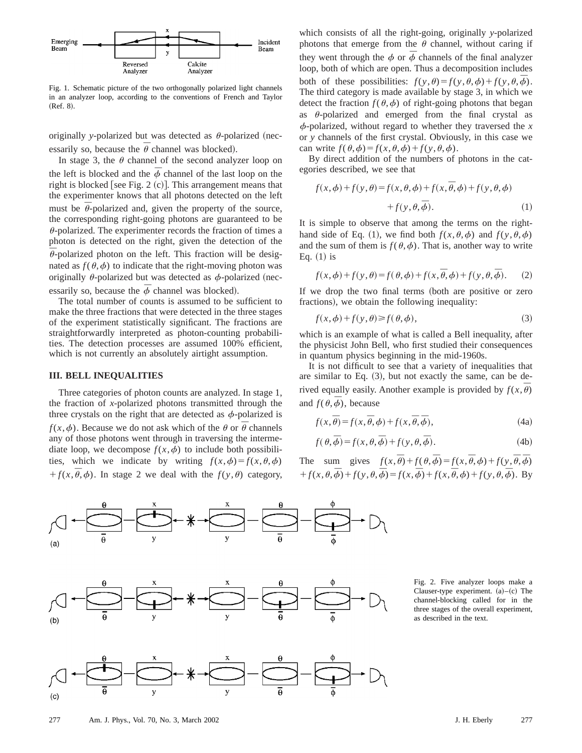Fig. 1. Schematic picture of the two orthogonally polarized light channels in an analyzer loop, according to the conventions of French and Taylor (Ref. 8).

originally $y$-polarized but was detected as $\theta$-polarized (necessarily so, because the $\bar{\theta}$ channel was blocked).

In stage 3, the $\theta$ channel of the second analyzer loop on the left is blocked and the $\bar{\phi}$ channel of the last loop on the right is blocked [see Fig. 2 (c)]. This arrangement means that the experimenter knows that all photons detected on the left must be $\bar{\theta}$-polarized and, given the property of the source, the corresponding right-going photons are guaranteed to be $\theta$-polarized. The experimenter records the fraction of times a photon is detected on the right, given the detection of the $\bar{\theta}$-polarized photon on the left. This fraction will be designated as $f(\theta,\phi)$ to indicate that the right-moving photon was originally $\theta$-polarized but was detected as $\phi$-polarized (necessarily so, because the $\bar{\phi}$ channel was blocked).

The total number of counts is assumed to be sufficient to make the three fractions that were detected in the three stages of the experiment statistically significant. The fractions are straightforwardly interpreted as photon-counting probabilities. The detection processes are assumed 100% efficient, which is not currently an absolutely airtight assumption.

## III. BELL INEQUALITIES

Three categories of photon counts are analyzed. In stage 1, the fraction of $x$-polarized photons transmitted through the three crystals on the right that are detected as $\phi$-polarized is $f(x,\phi)$. Because we do not ask which of the $\theta$ or $\bar{\theta}$ channels any of those photons went through in traversing the intermediate loop, we decompose $f(x,\phi)$ to include both possibilities, which we indicate by writing $f(x,\phi)=f(x,\theta,\phi)+f(x,\bar{\theta},\phi)$. In stage 2 we deal with the $f(y,\theta)$ category, which consists of all the right-going, originally $y$-polarized photons that emerge from the $\theta$ channel, without caring if they went through the $\phi$ or $\bar{\phi}$ channels of the final analyzer loop, both of which are open. Thus a decomposition includes both of these possibilities: $f(y,\theta)=f(y,\theta,\phi)+f(y,\theta,\bar{\phi})$. The third category is made available by stage 3, in which we detect the fraction $f(\theta,\phi)$ of right-going photons that began as $\theta$-polarized and emerged from the final crystal as $\phi$-polarized, without regard to whether they traversed the $x$ or $y$ channels of the first crystal. Obviously, in this case we can write $f(\theta,\phi)=f(x,\theta,\phi)+f(y,\theta,\phi)$.

By direct addition of the numbers of photons in the categories described, we see that

$$f(x,\phi)+f(y,\theta)=f(x,\theta,\phi)+f(x,\bar{\theta},\phi)+f(y,\theta,\phi)+f(y,\theta,\bar{\phi}). \tag{1}$$

It is simple to observe that among the terms on the right-hand side of Eq. (1), we find both $f(x,\theta,\phi)$ and $f(y,\theta,\phi)$ and the sum of them is $f(\theta,\phi)$. That is, another way to write Eq. (1) is

$$f(x,\phi)+f(y,\theta)=f(\theta,\phi)+f(x,\bar{\theta},\phi)+f(y,\theta,\bar{\phi}). \tag{2}$$

If we drop the two final terms (both are positive or zero fractions), we obtain the following inequality:

$$f(x,\phi)+f(y,\theta)\geq f(\theta,\phi), \tag{3}$$

which is an example of what is called a Bell inequality, after the physicist John Bell, who first studied their consequences in quantum physics beginning in the mid-1960s.

It is not difficult to see that a variety of inequalities that are similar to Eq. (3), but not exactly the same, can be derived equally easily. Another example is provided by $f(x,\bar{\theta})$ and $f(\theta,\bar{\phi})$, because

$$f(x,\bar{\theta})=f(x,\bar{\theta},\phi)+f(x,\bar{\theta},\bar{\phi}), \tag{4a}$$

$$f(\theta,\bar{\phi})=f(x,\theta,\bar{\phi})+f(y,\theta,\bar{\phi}). \tag{4b}$$

The sum gives $f(x,\bar{\theta})+f(\theta,\bar{\phi})=f(x,\bar{\theta},\phi)+f(y,\bar{\theta},\bar{\phi})+f(x,\theta,\bar{\phi})+f(y,\theta,\bar{\phi})=f(x,\bar{\phi})+f(x,\bar{\theta},\phi)+f(y,\theta,\bar{\phi})$. By

Fig. 2. Five analyzer loops make a Clauser-type experiment. (a)–(c) The channel-blocking called for in the three stages of the overall experiment, as described in the text.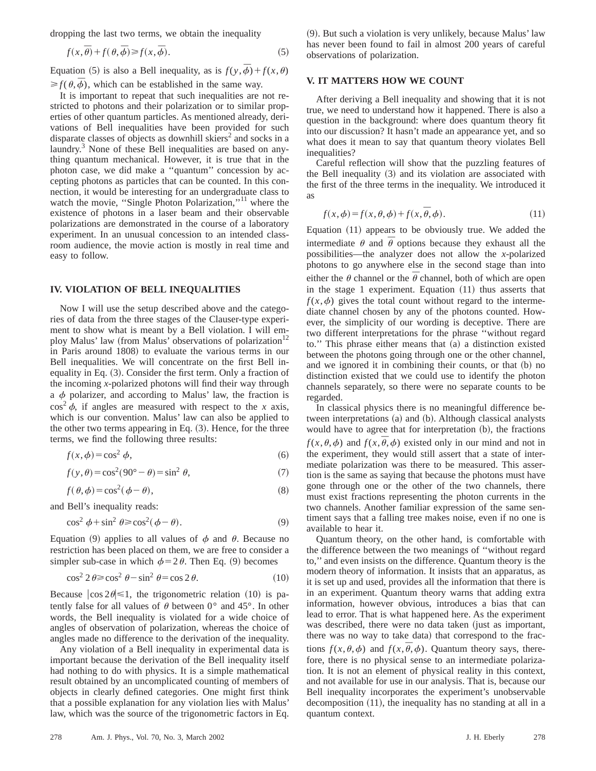dropping the last two terms, we obtain the inequality

$$f(x,\bar{\theta}) + f(\theta,\bar{\phi}) \geq f(x,\bar{\phi}). \tag{5}$$

Equation (5) is also a Bell inequality, as is $f(y,\bar{\phi}) + f(x,\theta) \geq f(\theta,\bar{\phi})$, which can be established in the same way.

It is important to repeat that such inequalities are not restricted to photons and their polarization or to similar properties of other quantum particles. As mentioned already, derivations of Bell inequalities have been provided for such disparate classes of objects as downhill skiers[2] and socks in a laundry.[3] None of these Bell inequalities are based on anything quantum mechanical. However, it is true that in the photon case, we did make a ''quantum'' concession by accepting photons as particles that can be counted. In this connection, it would be interesting for an undergraduate class to watch the movie, ''Single Photon Polarization,''[11] where the existence of photons in a laser beam and their observable polarizations are demonstrated in the course of a laboratory experiment. In an unusual concession to an intended classroom audience, the movie action is mostly in real time and easy to follow.

## IV. VIOLATION OF BELL INEQUALITIES

Now I will use the setup described above and the categories of data from the three stages of the Clauser-type experiment to show what is meant by a Bell violation. I will employ Malus' law (from Malus' observations of polarization[12] in Paris around 1808) to evaluate the various terms in our Bell inequalities. We will concentrate on the first Bell inequality in Eq. (3). Consider the first term. Only a fraction of the incoming $x$-polarized photons will find their way through a $\phi$ polarizer, and according to Malus' law, the fraction is $\cos^2\phi$, if angles are measured with respect to the $x$ axis, which is our convention. Malus' law can also be applied to the other two terms appearing in Eq. (3). Hence, for the three terms, we find the following three results:

$$f(x,\phi) = \cos^2\phi, \tag{6}$$

$$f(y,\theta) = \cos^2(90° - \theta) = \sin^2\theta, \tag{7}$$

$$f(\theta,\phi) = \cos^2(\phi - \theta), \tag{8}$$

and Bell's inequality reads:

$$\cos^2\phi + \sin^2\theta \geq \cos^2(\phi - \theta). \tag{9}$$

Equation (9) applies to all values of $\phi$ and $\theta$. Because no restriction has been placed on them, we are free to consider a simpler sub-case in which $\phi = 2\theta$. Then Eq. (9) becomes

$$\cos^2 2\theta \geq \cos^2\theta - \sin^2\theta = \cos 2\theta. \tag{10}$$

Because $|\cos 2\theta| \leq 1$, the trigonometric relation (10) is patently false for all values of $\theta$ between 0° and 45°. In other words, the Bell inequality is violated for a wide choice of angles of observation of polarization, whereas the choice of angles made no difference to the derivation of the inequality.

Any violation of a Bell inequality in experimental data is important because the derivation of the Bell inequality itself had nothing to do with physics. It is a simple mathematical result obtained by an uncomplicated counting of members of objects in clearly defined categories. One might first think that a possible explanation for any violation lies with Malus' law, which was the source of the trigonometric factors in Eq. (9). But such a violation is very unlikely, because Malus' law has never been found to fail in almost 200 years of careful observations of polarization.

## V. IT MATTERS HOW WE COUNT

After deriving a Bell inequality and showing that it is not true, we need to understand how it happened. There is also a question in the background: where does quantum theory fit into our discussion? It hasn't made an appearance yet, and so what does it mean to say that quantum theory violates Bell inequalities?

Careful reflection will show that the puzzling features of the Bell inequality (3) and its violation are associated with the first of the three terms in the inequality. We introduced it as

$$f(x,\phi) = f(x,\theta,\phi) + f(x,\bar{\theta},\phi). \tag{11}$$

Equation (11) appears to be obviously true. We added the intermediate $\theta$ and $\bar{\theta}$ options because they exhaust all the possibilities—the analyzer does not allow the $x$-polarized photons to go anywhere else in the second stage than into either the $\theta$ channel or the $\bar{\theta}$ channel, both of which are open in the stage 1 experiment. Equation (11) thus asserts that $f(x,\phi)$ gives the total count without regard to the intermediate channel chosen by any of the photons counted. However, the simplicity of our wording is deceptive. There are two different interpretations for the phrase ''without regard to.'' This phrase either means that (a) a distinction existed between the photons going through one or the other channel, and we ignored it in combining their counts, or that (b) no distinction existed that we could use to identify the photon channels separately, so there were no separate counts to be regarded.

In classical physics there is no meaningful difference between interpretations (a) and (b). Although classical analysts would have to agree that for interpretation (b), the fractions $f(x,\theta,\phi)$ and $f(x,\bar{\theta},\phi)$ existed only in our mind and not in the experiment, they would still assert that a state of intermediate polarization was there to be measured. This assertion is the same as saying that because the photons must have gone through one or the other of the two channels, there must exist fractions representing the photon currents in the two channels. Another familiar expression of the same sentiment says that a falling tree makes noise, even if no one is available to hear it.

Quantum theory, on the other hand, is comfortable with the difference between the two meanings of ''without regard to,'' and even insists on the difference. Quantum theory is the modern theory of information. It insists that an apparatus, as it is set up and used, provides all the information that there is in an experiment. Quantum theory warns that adding extra information, however obvious, introduces a bias that can lead to error. That is what happened here. As the experiment was described, there were no data taken (just as important, there was no way to take data) that correspond to the fractions $f(x,\theta,\phi)$ and $f(x,\bar{\theta},\phi)$. Quantum theory says, therefore, there is no physical sense to an intermediate polarization. It is not an element of physical reality in this context, and not available for use in our analysis. That is, because our Bell inequality incorporates the experiment's unobservable decomposition (11), the inequality has no standing at all in a quantum context.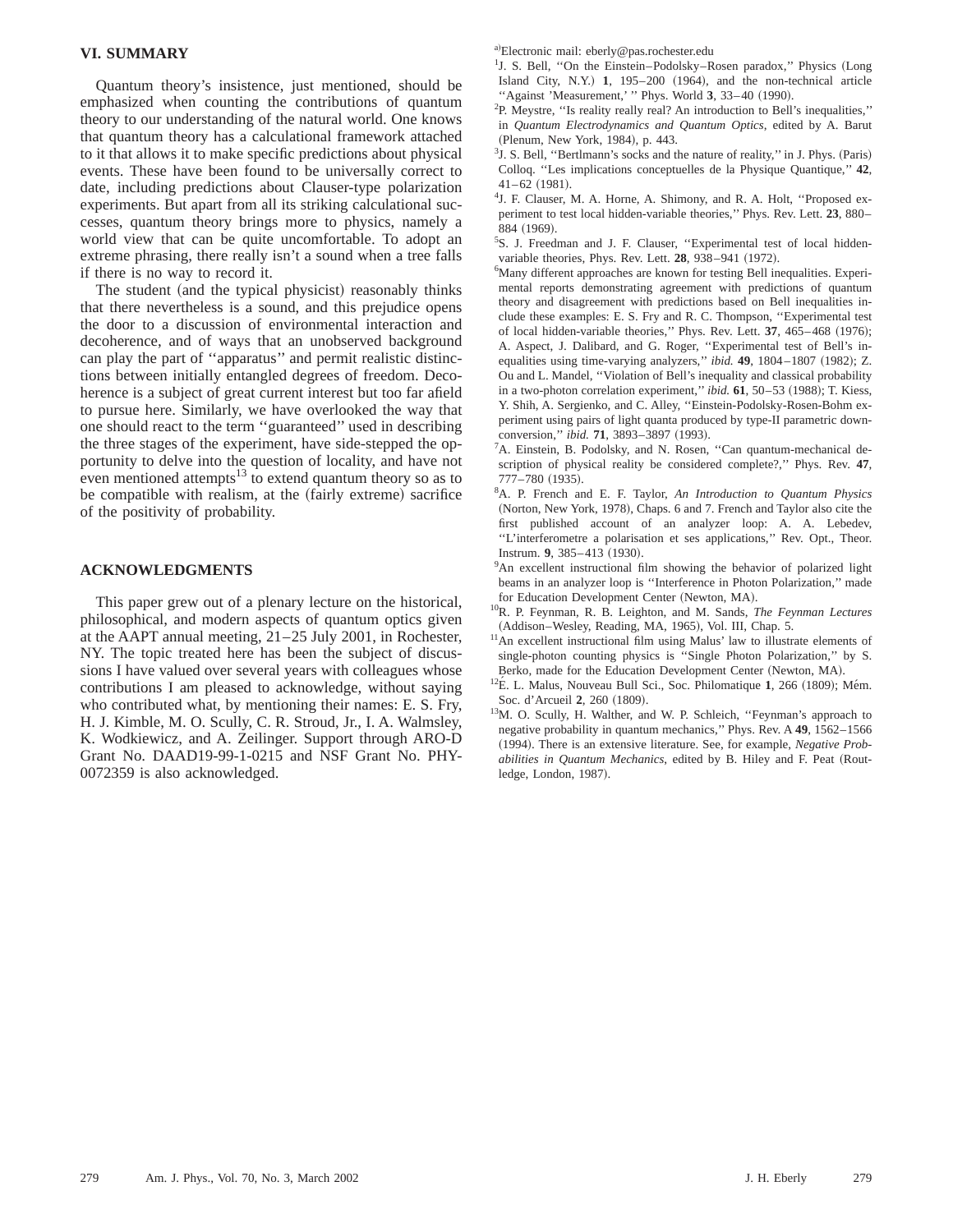## VI. SUMMARY

Quantum theory's insistence, just mentioned, should be emphasized when counting the contributions of quantum theory to our understanding of the natural world. One knows that quantum theory has a calculational framework attached to it that allows it to make specific predictions about physical events. These have been found to be universally correct to date, including predictions about Clauser-type polarization experiments. But apart from all its striking calculational successes, quantum theory brings more to physics, namely a world view that can be quite uncomfortable. To adopt an extreme phrasing, there really isn't a sound when a tree falls if there is no way to record it.

The student (and the typical physicist) reasonably thinks that there nevertheless is a sound, and this prejudice opens the door to a discussion of environmental interaction and decoherence, and of ways that an unobserved background can play the part of ''apparatus'' and permit realistic distinctions between initially entangled degrees of freedom. Decoherence is a subject of great current interest but too far afield to pursue here. Similarly, we have overlooked the way that one should react to the term ''guaranteed'' used in describing the three stages of the experiment, have side-stepped the opportunity to delve into the question of locality, and have not even mentioned attempts[13] to extend quantum theory so as to be compatible with realism, at the (fairly extreme) sacrifice of the positivity of probability.

## ACKNOWLEDGMENTS

This paper grew out of a plenary lecture on the historical, philosophical, and modern aspects of quantum optics given at the AAPT annual meeting, 21–25 July 2001, in Rochester, NY. The topic treated here has been the subject of discussions I have valued over several years with colleagues whose contributions I am pleased to acknowledge, without saying who contributed what, by mentioning their names: E. S. Fry, H. J. Kimble, M. O. Scully, C. R. Stroud, Jr., I. A. Walmsley, K. Wodkiewicz, and A. Zeilinger. Support through ARO-D Grant No. DAAD19-99-1-0215 and NSF Grant No. PHY-0072359 is also acknowledged.

[a]Electronic mail: eberly@pas.rochester.edu

[1]J. S. Bell, ''On the Einstein–Podolsky–Rosen paradox,'' Physics (Long Island City, N.Y.) **1**, 195–200 (1964), and the non-technical article ''Against 'Measurement,' '' Phys. World **3**, 33–40 (1990).

[2]P. Meystre, ''Is reality really real? An introduction to Bell's inequalities,'' in *Quantum Electrodynamics and Quantum Optics*, edited by A. Barut (Plenum, New York, 1984), p. 443.

[3]J. S. Bell, ''Bertlmann's socks and the nature of reality,'' in J. Phys. (Paris) Colloq. ''Les implications conceptuelles de la Physique Quantique,'' **42**, 41–62 (1981).

[4]J. F. Clauser, M. A. Horne, A. Shimony, and R. A. Holt, ''Proposed experiment to test local hidden-variable theories,'' Phys. Rev. Lett. **23**, 880–884 (1969).

[5]S. J. Freedman and J. F. Clauser, ''Experimental test of local hidden-variable theories, Phys. Rev. Lett. **28**, 938–941 (1972).

[6]Many different approaches are known for testing Bell inequalities. Experimental reports demonstrating agreement with predictions of quantum theory and disagreement with predictions based on Bell inequalities include these examples: E. S. Fry and R. C. Thompson, ''Experimental test of local hidden-variable theories,'' Phys. Rev. Lett. **37**, 465–468 (1976); A. Aspect, J. Dalibard, and G. Roger, ''Experimental test of Bell's inequalities using time-varying analyzers,'' *ibid.* **49**, 1804–1807 (1982); Z. Ou and L. Mandel, ''Violation of Bell's inequality and classical probability in a two-photon correlation experiment,'' *ibid.* **61**, 50–53 (1988); T. Kiess, Y. Shih, A. Sergienko, and C. Alley, ''Einstein-Podolsky-Rosen-Bohm experiment using pairs of light quanta produced by type-II parametric down-conversion,'' *ibid.* **71**, 3893–3897 (1993).

[7]A. Einstein, B. Podolsky, and N. Rosen, ''Can quantum-mechanical description of physical reality be considered complete?,'' Phys. Rev. **47**, 777–780 (1935).

[8]A. P. French and E. F. Taylor, *An Introduction to Quantum Physics* (Norton, New York, 1978), Chaps. 6 and 7. French and Taylor also cite the first published account of an analyzer loop: A. A. Lebedev, ''L'interferometre a polarisation et ses applications,'' Rev. Opt., Theor. Instrum. **9**, 385–413 (1930).

[9]An excellent instructional film showing the behavior of polarized light beams in an analyzer loop is ''Interference in Photon Polarization,'' made for Education Development Center (Newton, MA).

[10]R. P. Feynman, R. B. Leighton, and M. Sands, *The Feynman Lectures* (Addison–Wesley, Reading, MA, 1965), Vol. III, Chap. 5.

[11]An excellent instructional film using Malus' law to illustrate elements of single-photon counting physics is ''Single Photon Polarization,'' by S. Berko, made for the Education Development Center (Newton, MA).

[12]É. L. Malus, Nouveau Bull Sci., Soc. Philomatique **1**, 266 (1809); Mém. Soc. d'Arcueil **2**, 260 (1809).

[13]M. O. Scully, H. Walther, and W. P. Schleich, ''Feynman's approach to negative probability in quantum mechanics,'' Phys. Rev. A **49**, 1562–1566 (1994). There is an extensive literature. See, for example, *Negative Probabilities in Quantum Mechanics*, edited by B. Hiley and F. Peat (Routledge, London, 1987).